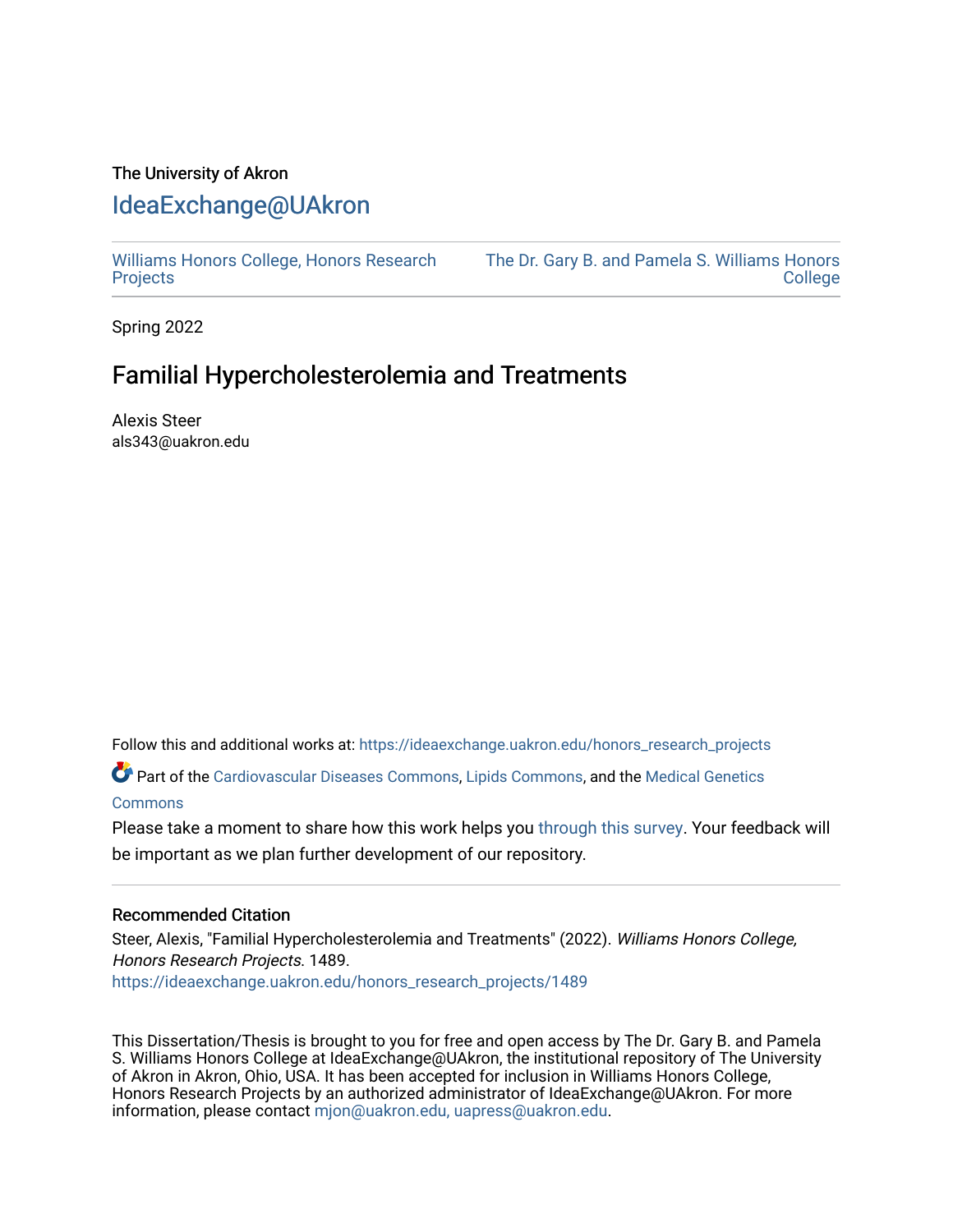The University of Akron

# IdeaExchange@UAkron

Williams Honors College, Honors Research Projects

The Dr. Gary B. and Pamela S. Williams Honors College

Spring 2022

## Familial Hypercholesterolemia and Treatments

Alexis Steer
als343@uakron.edu

Follow this and additional works at: https://ideaexchange.uakron.edu/honors_research_projects

Part of the Cardiovascular Diseases Commons, Lipids Commons, and the Medical Genetics Commons

Please take a moment to share how this work helps you through this survey. Your feedback will be important as we plan further development of our repository.

### Recommended Citation

Steer, Alexis, "Familial Hypercholesterolemia and Treatments" (2022). *Williams Honors College, Honors Research Projects*. 1489.
https://ideaexchange.uakron.edu/honors_research_projects/1489

This Dissertation/Thesis is brought to you for free and open access by The Dr. Gary B. and Pamela S. Williams Honors College at IdeaExchange@UAkron, the institutional repository of The University of Akron in Akron, Ohio, USA. It has been accepted for inclusion in Williams Honors College, Honors Research Projects by an authorized administrator of IdeaExchange@UAkron. For more information, please contact mjon@uakron.edu, uapress@uakron.edu.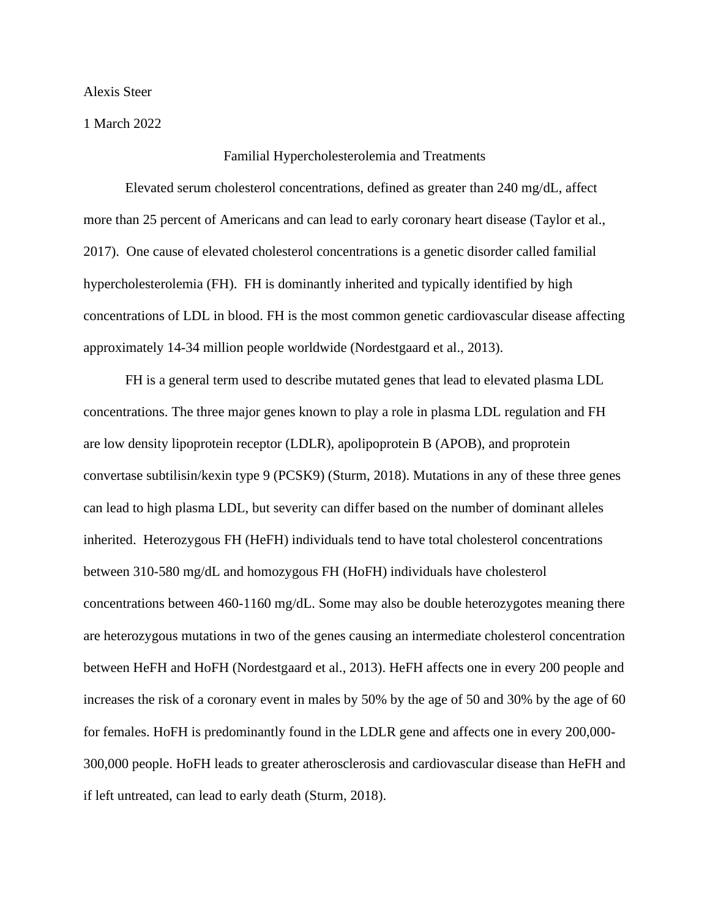Alexis Steer

1 March 2022

# Familial Hypercholesterolemia and Treatments

Elevated serum cholesterol concentrations, defined as greater than 240 mg/dL, affect more than 25 percent of Americans and can lead to early coronary heart disease (Taylor et al., 2017). One cause of elevated cholesterol concentrations is a genetic disorder called familial hypercholesterolemia (FH). FH is dominantly inherited and typically identified by high concentrations of LDL in blood. FH is the most common genetic cardiovascular disease affecting approximately 14-34 million people worldwide (Nordestgaard et al., 2013).

FH is a general term used to describe mutated genes that lead to elevated plasma LDL concentrations. The three major genes known to play a role in plasma LDL regulation and FH are low density lipoprotein receptor (LDLR), apolipoprotein B (APOB), and proprotein convertase subtilisin/kexin type 9 (PCSK9) (Sturm, 2018). Mutations in any of these three genes can lead to high plasma LDL, but severity can differ based on the number of dominant alleles inherited. Heterozygous FH (HeFH) individuals tend to have total cholesterol concentrations between 310-580 mg/dL and homozygous FH (HoFH) individuals have cholesterol concentrations between 460-1160 mg/dL. Some may also be double heterozygotes meaning there are heterozygous mutations in two of the genes causing an intermediate cholesterol concentration between HeFH and HoFH (Nordestgaard et al., 2013). HeFH affects one in every 200 people and increases the risk of a coronary event in males by 50% by the age of 50 and 30% by the age of 60 for females. HoFH is predominantly found in the LDLR gene and affects one in every 200,000-300,000 people. HoFH leads to greater atherosclerosis and cardiovascular disease than HeFH and if left untreated, can lead to early death (Sturm, 2018).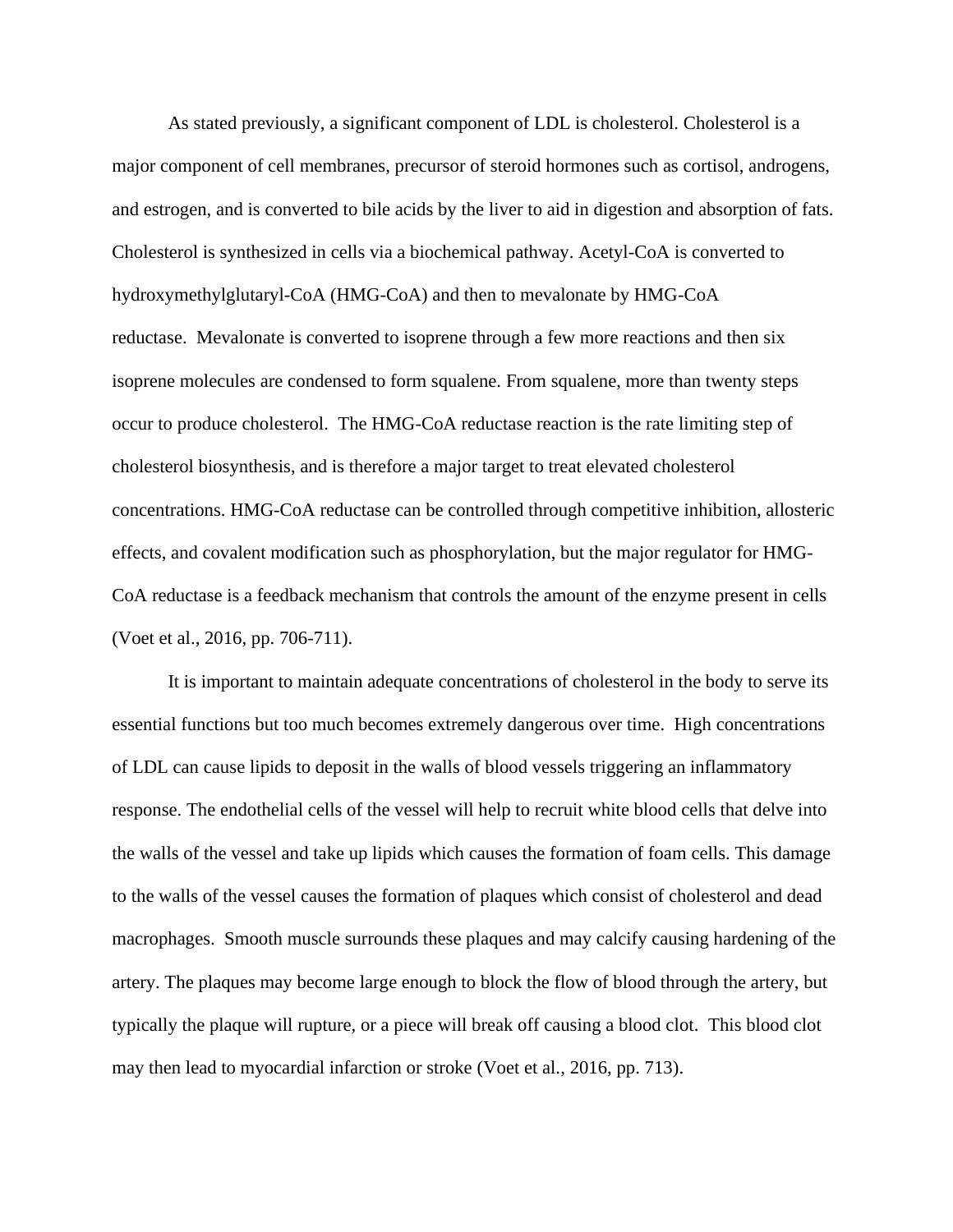As stated previously, a significant component of LDL is cholesterol. Cholesterol is a major component of cell membranes, precursor of steroid hormones such as cortisol, androgens, and estrogen, and is converted to bile acids by the liver to aid in digestion and absorption of fats. Cholesterol is synthesized in cells via a biochemical pathway. Acetyl-CoA is converted to hydroxymethylglutaryl-CoA (HMG-CoA) and then to mevalonate by HMG-CoA reductase. Mevalonate is converted to isoprene through a few more reactions and then six isoprene molecules are condensed to form squalene. From squalene, more than twenty steps occur to produce cholesterol. The HMG-CoA reductase reaction is the rate limiting step of cholesterol biosynthesis, and is therefore a major target to treat elevated cholesterol concentrations. HMG-CoA reductase can be controlled through competitive inhibition, allosteric effects, and covalent modification such as phosphorylation, but the major regulator for HMG-CoA reductase is a feedback mechanism that controls the amount of the enzyme present in cells (Voet et al., 2016, pp. 706-711).

It is important to maintain adequate concentrations of cholesterol in the body to serve its essential functions but too much becomes extremely dangerous over time. High concentrations of LDL can cause lipids to deposit in the walls of blood vessels triggering an inflammatory response. The endothelial cells of the vessel will help to recruit white blood cells that delve into the walls of the vessel and take up lipids which causes the formation of foam cells. This damage to the walls of the vessel causes the formation of plaques which consist of cholesterol and dead macrophages. Smooth muscle surrounds these plaques and may calcify causing hardening of the artery. The plaques may become large enough to block the flow of blood through the artery, but typically the plaque will rupture, or a piece will break off causing a blood clot. This blood clot may then lead to myocardial infarction or stroke (Voet et al., 2016, pp. 713).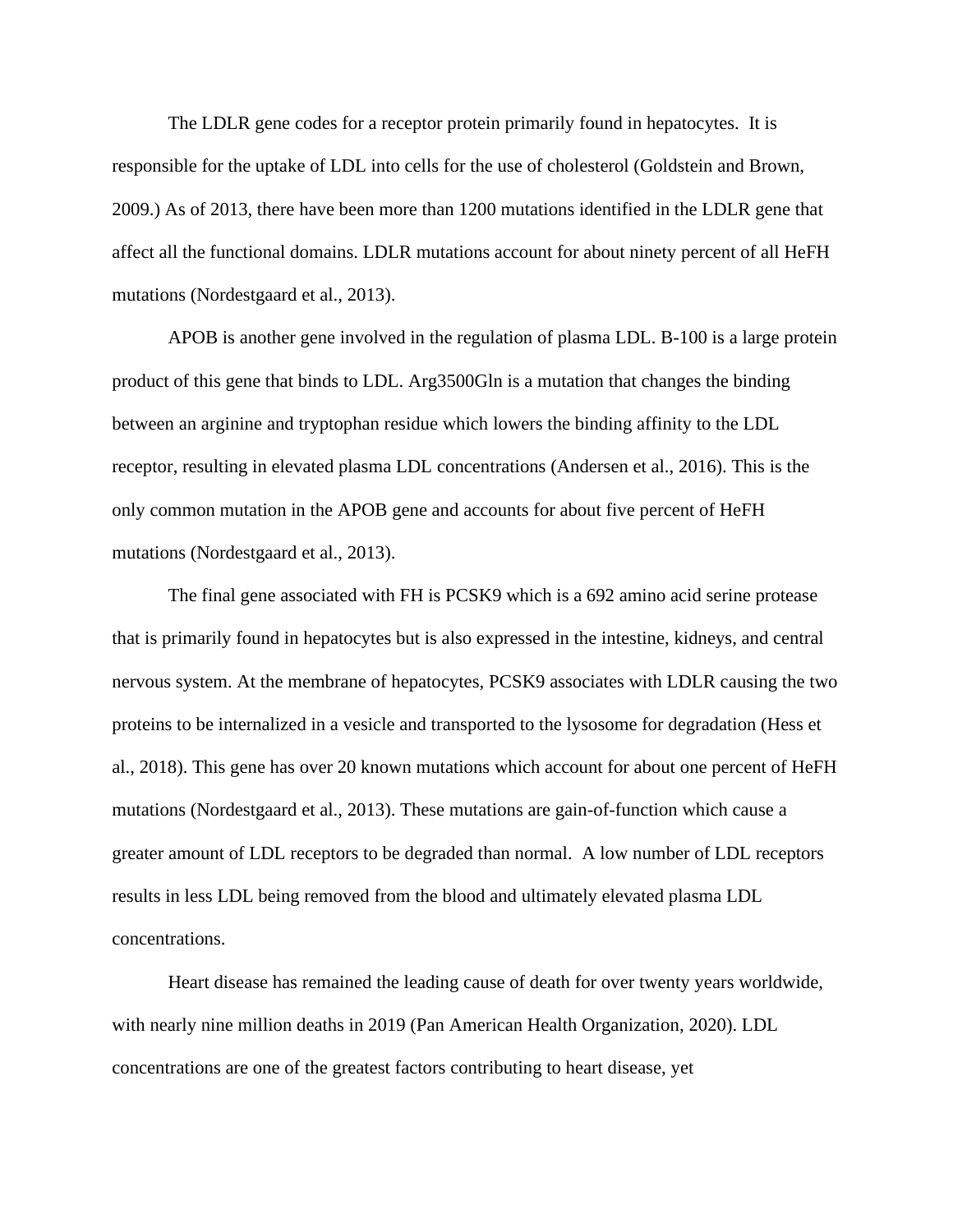The LDLR gene codes for a receptor protein primarily found in hepatocytes. It is responsible for the uptake of LDL into cells for the use of cholesterol (Goldstein and Brown, 2009.) As of 2013, there have been more than 1200 mutations identified in the LDLR gene that affect all the functional domains. LDLR mutations account for about ninety percent of all HeFH mutations (Nordestgaard et al., 2013).

APOB is another gene involved in the regulation of plasma LDL. B-100 is a large protein product of this gene that binds to LDL. Arg3500Gln is a mutation that changes the binding between an arginine and tryptophan residue which lowers the binding affinity to the LDL receptor, resulting in elevated plasma LDL concentrations (Andersen et al., 2016). This is the only common mutation in the APOB gene and accounts for about five percent of HeFH mutations (Nordestgaard et al., 2013).

The final gene associated with FH is PCSK9 which is a 692 amino acid serine protease that is primarily found in hepatocytes but is also expressed in the intestine, kidneys, and central nervous system. At the membrane of hepatocytes, PCSK9 associates with LDLR causing the two proteins to be internalized in a vesicle and transported to the lysosome for degradation (Hess et al., 2018). This gene has over 20 known mutations which account for about one percent of HeFH mutations (Nordestgaard et al., 2013). These mutations are gain-of-function which cause a greater amount of LDL receptors to be degraded than normal. A low number of LDL receptors results in less LDL being removed from the blood and ultimately elevated plasma LDL concentrations.

Heart disease has remained the leading cause of death for over twenty years worldwide, with nearly nine million deaths in 2019 (Pan American Health Organization, 2020). LDL concentrations are one of the greatest factors contributing to heart disease, yet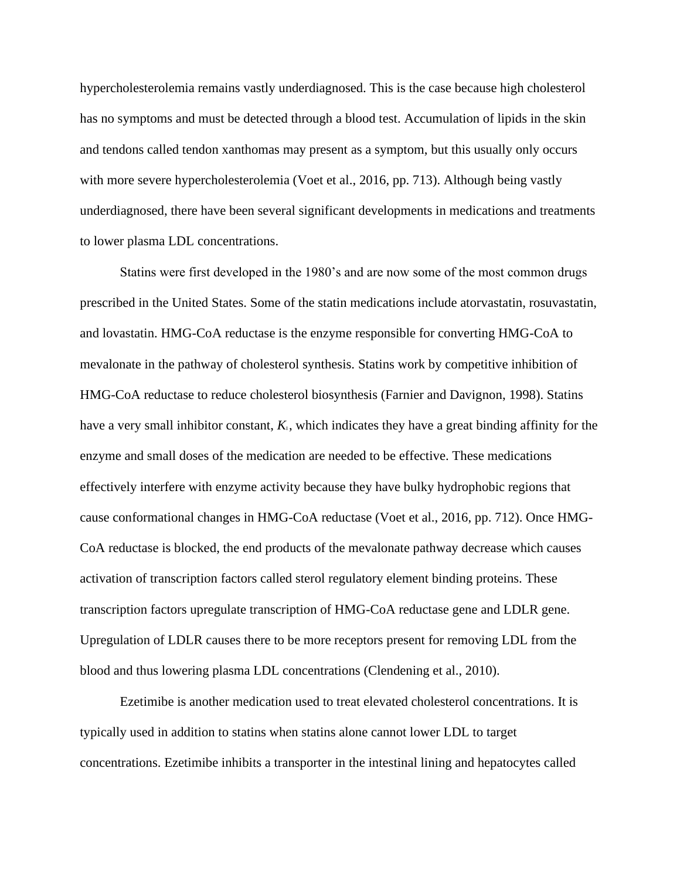hypercholesterolemia remains vastly underdiagnosed. This is the case because high cholesterol has no symptoms and must be detected through a blood test. Accumulation of lipids in the skin and tendons called tendon xanthomas may present as a symptom, but this usually only occurs with more severe hypercholesterolemia (Voet et al., 2016, pp. 713). Although being vastly underdiagnosed, there have been several significant developments in medications and treatments to lower plasma LDL concentrations.

Statins were first developed in the 1980's and are now some of the most common drugs prescribed in the United States. Some of the statin medications include atorvastatin, rosuvastatin, and lovastatin. HMG-CoA reductase is the enzyme responsible for converting HMG-CoA to mevalonate in the pathway of cholesterol synthesis. Statins work by competitive inhibition of HMG-CoA reductase to reduce cholesterol biosynthesis (Farnier and Davignon, 1998). Statins have a very small inhibitor constant, $K_I$, which indicates they have a great binding affinity for the enzyme and small doses of the medication are needed to be effective. These medications effectively interfere with enzyme activity because they have bulky hydrophobic regions that cause conformational changes in HMG-CoA reductase (Voet et al., 2016, pp. 712). Once HMG-CoA reductase is blocked, the end products of the mevalonate pathway decrease which causes activation of transcription factors called sterol regulatory element binding proteins. These transcription factors upregulate transcription of HMG-CoA reductase gene and LDLR gene. Upregulation of LDLR causes there to be more receptors present for removing LDL from the blood and thus lowering plasma LDL concentrations (Clendening et al., 2010).

Ezetimibe is another medication used to treat elevated cholesterol concentrations. It is typically used in addition to statins when statins alone cannot lower LDL to target concentrations. Ezetimibe inhibits a transporter in the intestinal lining and hepatocytes called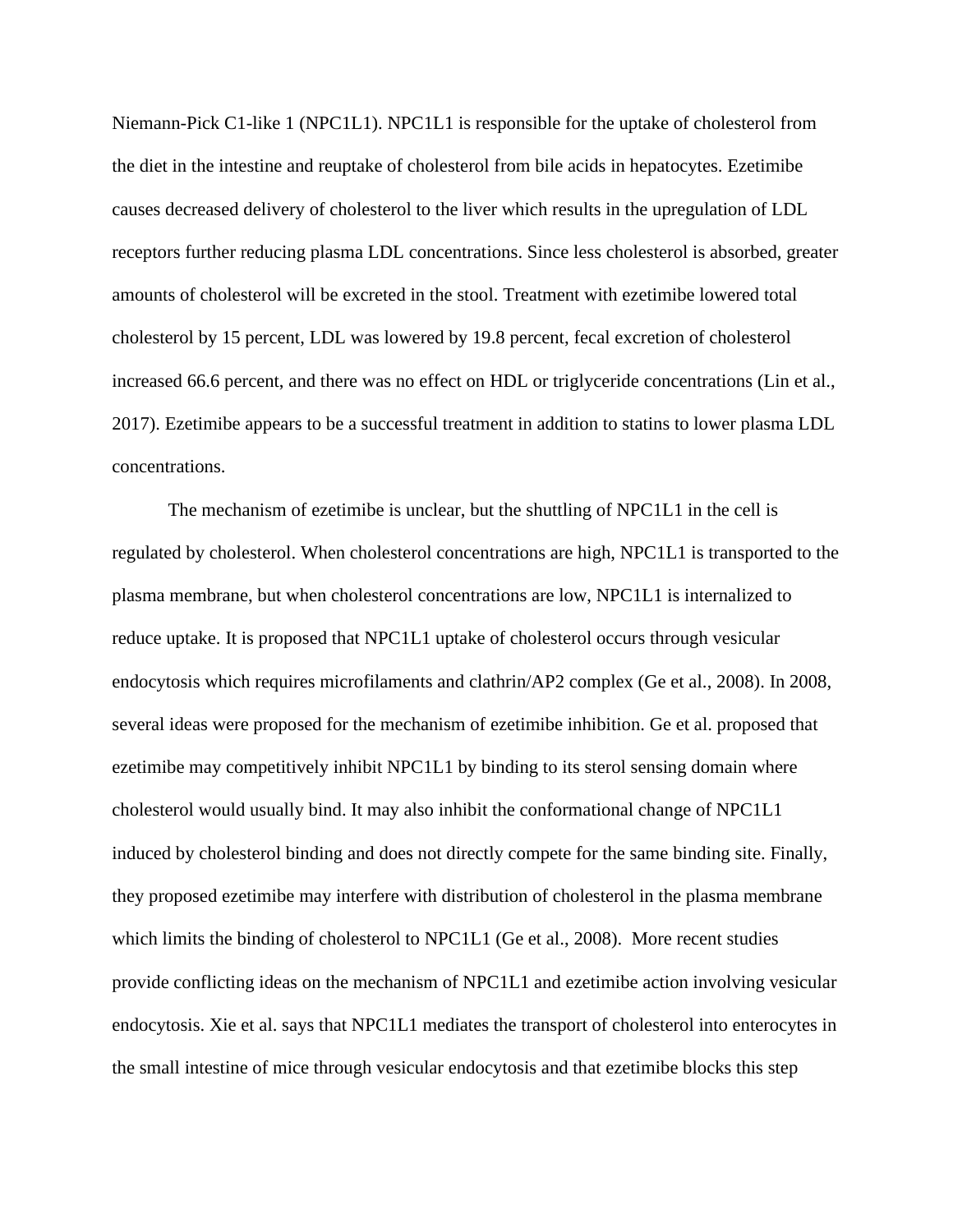Niemann-Pick C1-like 1 (NPC1L1). NPC1L1 is responsible for the uptake of cholesterol from the diet in the intestine and reuptake of cholesterol from bile acids in hepatocytes. Ezetimibe causes decreased delivery of cholesterol to the liver which results in the upregulation of LDL receptors further reducing plasma LDL concentrations. Since less cholesterol is absorbed, greater amounts of cholesterol will be excreted in the stool. Treatment with ezetimibe lowered total cholesterol by 15 percent, LDL was lowered by 19.8 percent, fecal excretion of cholesterol increased 66.6 percent, and there was no effect on HDL or triglyceride concentrations (Lin et al., 2017). Ezetimibe appears to be a successful treatment in addition to statins to lower plasma LDL concentrations.

The mechanism of ezetimibe is unclear, but the shuttling of NPC1L1 in the cell is regulated by cholesterol. When cholesterol concentrations are high, NPC1L1 is transported to the plasma membrane, but when cholesterol concentrations are low, NPC1L1 is internalized to reduce uptake. It is proposed that NPC1L1 uptake of cholesterol occurs through vesicular endocytosis which requires microfilaments and clathrin/AP2 complex (Ge et al., 2008). In 2008, several ideas were proposed for the mechanism of ezetimibe inhibition. Ge et al. proposed that ezetimibe may competitively inhibit NPC1L1 by binding to its sterol sensing domain where cholesterol would usually bind. It may also inhibit the conformational change of NPC1L1 induced by cholesterol binding and does not directly compete for the same binding site. Finally, they proposed ezetimibe may interfere with distribution of cholesterol in the plasma membrane which limits the binding of cholesterol to NPC1L1 (Ge et al., 2008). More recent studies provide conflicting ideas on the mechanism of NPC1L1 and ezetimibe action involving vesicular endocytosis. Xie et al. says that NPC1L1 mediates the transport of cholesterol into enterocytes in the small intestine of mice through vesicular endocytosis and that ezetimibe blocks this step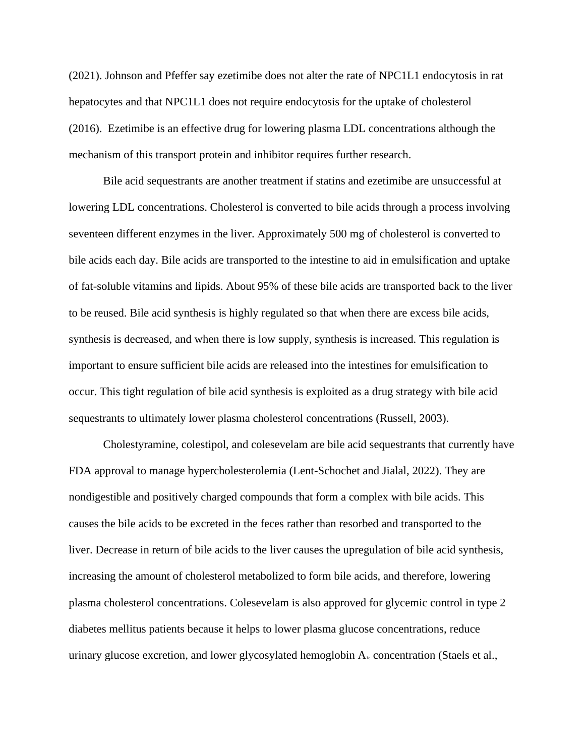(2021). Johnson and Pfeffer say ezetimibe does not alter the rate of NPC1L1 endocytosis in rat hepatocytes and that NPC1L1 does not require endocytosis for the uptake of cholesterol (2016). Ezetimibe is an effective drug for lowering plasma LDL concentrations although the mechanism of this transport protein and inhibitor requires further research.

Bile acid sequestrants are another treatment if statins and ezetimibe are unsuccessful at lowering LDL concentrations. Cholesterol is converted to bile acids through a process involving seventeen different enzymes in the liver. Approximately 500 mg of cholesterol is converted to bile acids each day. Bile acids are transported to the intestine to aid in emulsification and uptake of fat-soluble vitamins and lipids. About 95% of these bile acids are transported back to the liver to be reused. Bile acid synthesis is highly regulated so that when there are excess bile acids, synthesis is decreased, and when there is low supply, synthesis is increased. This regulation is important to ensure sufficient bile acids are released into the intestines for emulsification to occur. This tight regulation of bile acid synthesis is exploited as a drug strategy with bile acid sequestrants to ultimately lower plasma cholesterol concentrations (Russell, 2003).

Cholestyramine, colestipol, and colesevelam are bile acid sequestrants that currently have FDA approval to manage hypercholesterolemia (Lent-Schochet and Jialal, 2022). They are nondigestible and positively charged compounds that form a complex with bile acids. This causes the bile acids to be excreted in the feces rather than resorbed and transported to the liver. Decrease in return of bile acids to the liver causes the upregulation of bile acid synthesis, increasing the amount of cholesterol metabolized to form bile acids, and therefore, lowering plasma cholesterol concentrations. Colesevelam is also approved for glycemic control in type 2 diabetes mellitus patients because it helps to lower plasma glucose concentrations, reduce urinary glucose excretion, and lower glycosylated hemoglobin $A_{1c}$ concentration (Staels et al.,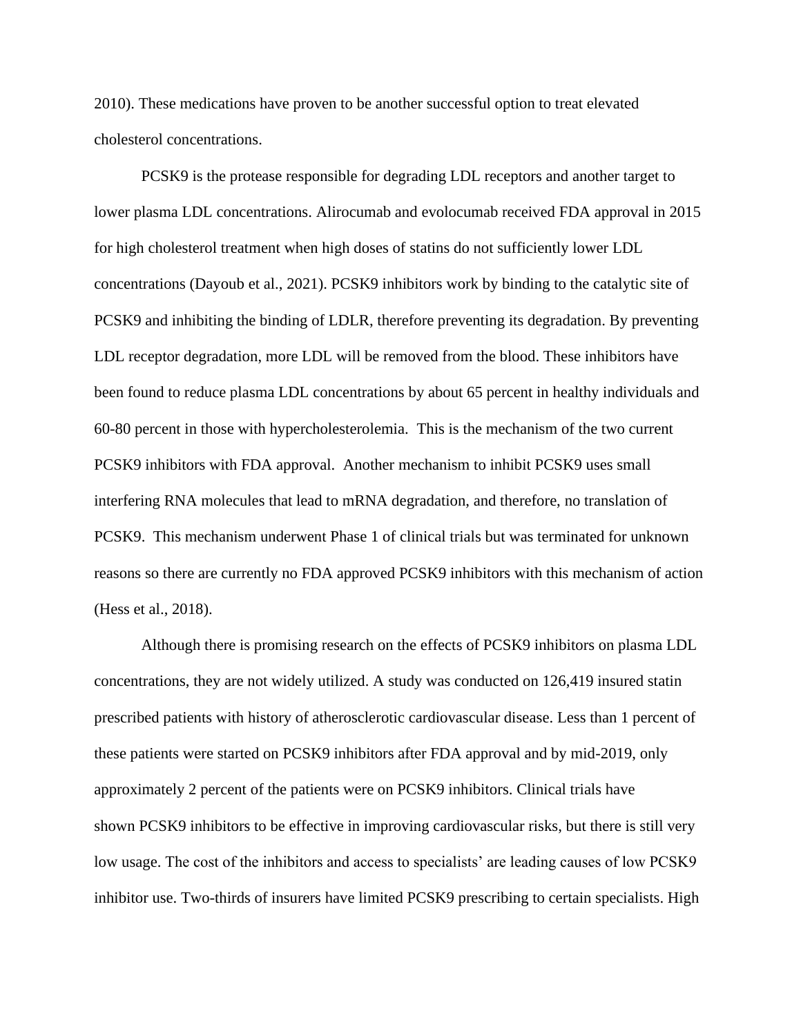2010). These medications have proven to be another successful option to treat elevated cholesterol concentrations.

PCSK9 is the protease responsible for degrading LDL receptors and another target to lower plasma LDL concentrations. Alirocumab and evolocumab received FDA approval in 2015 for high cholesterol treatment when high doses of statins do not sufficiently lower LDL concentrations (Dayoub et al., 2021). PCSK9 inhibitors work by binding to the catalytic site of PCSK9 and inhibiting the binding of LDLR, therefore preventing its degradation. By preventing LDL receptor degradation, more LDL will be removed from the blood. These inhibitors have been found to reduce plasma LDL concentrations by about 65 percent in healthy individuals and 60-80 percent in those with hypercholesterolemia. This is the mechanism of the two current PCSK9 inhibitors with FDA approval. Another mechanism to inhibit PCSK9 uses small interfering RNA molecules that lead to mRNA degradation, and therefore, no translation of PCSK9. This mechanism underwent Phase 1 of clinical trials but was terminated for unknown reasons so there are currently no FDA approved PCSK9 inhibitors with this mechanism of action (Hess et al., 2018).

Although there is promising research on the effects of PCSK9 inhibitors on plasma LDL concentrations, they are not widely utilized. A study was conducted on 126,419 insured statin prescribed patients with history of atherosclerotic cardiovascular disease. Less than 1 percent of these patients were started on PCSK9 inhibitors after FDA approval and by mid-2019, only approximately 2 percent of the patients were on PCSK9 inhibitors. Clinical trials have shown PCSK9 inhibitors to be effective in improving cardiovascular risks, but there is still very low usage. The cost of the inhibitors and access to specialists' are leading causes of low PCSK9 inhibitor use. Two-thirds of insurers have limited PCSK9 prescribing to certain specialists. High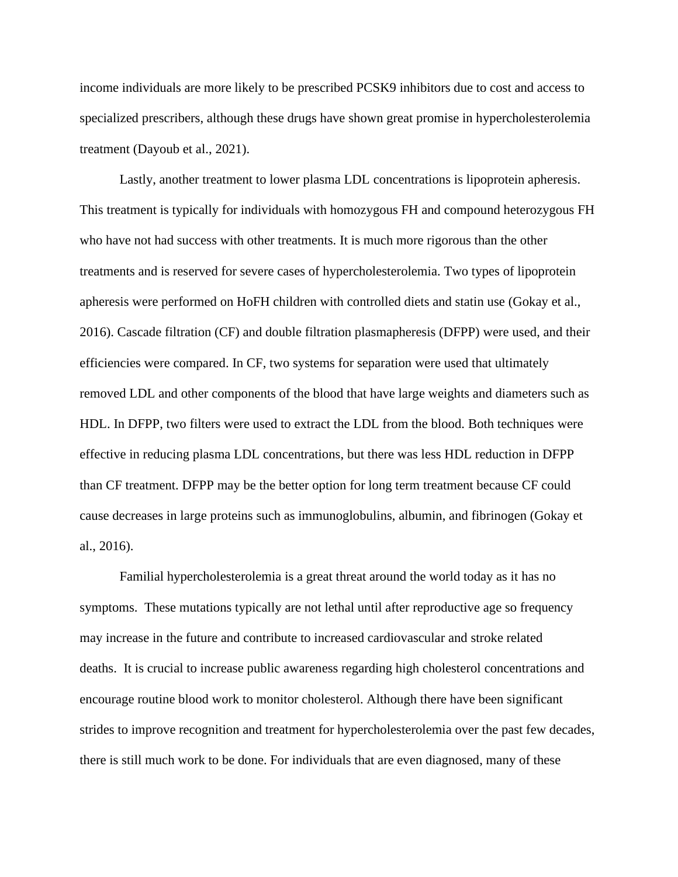income individuals are more likely to be prescribed PCSK9 inhibitors due to cost and access to specialized prescribers, although these drugs have shown great promise in hypercholesterolemia treatment (Dayoub et al., 2021).

Lastly, another treatment to lower plasma LDL concentrations is lipoprotein apheresis. This treatment is typically for individuals with homozygous FH and compound heterozygous FH who have not had success with other treatments. It is much more rigorous than the other treatments and is reserved for severe cases of hypercholesterolemia. Two types of lipoprotein apheresis were performed on HoFH children with controlled diets and statin use (Gokay et al., 2016). Cascade filtration (CF) and double filtration plasmapheresis (DFPP) were used, and their efficiencies were compared. In CF, two systems for separation were used that ultimately removed LDL and other components of the blood that have large weights and diameters such as HDL. In DFPP, two filters were used to extract the LDL from the blood. Both techniques were effective in reducing plasma LDL concentrations, but there was less HDL reduction in DFPP than CF treatment. DFPP may be the better option for long term treatment because CF could cause decreases in large proteins such as immunoglobulins, albumin, and fibrinogen (Gokay et al., 2016).

Familial hypercholesterolemia is a great threat around the world today as it has no symptoms. These mutations typically are not lethal until after reproductive age so frequency may increase in the future and contribute to increased cardiovascular and stroke related deaths. It is crucial to increase public awareness regarding high cholesterol concentrations and encourage routine blood work to monitor cholesterol. Although there have been significant strides to improve recognition and treatment for hypercholesterolemia over the past few decades, there is still much work to be done. For individuals that are even diagnosed, many of these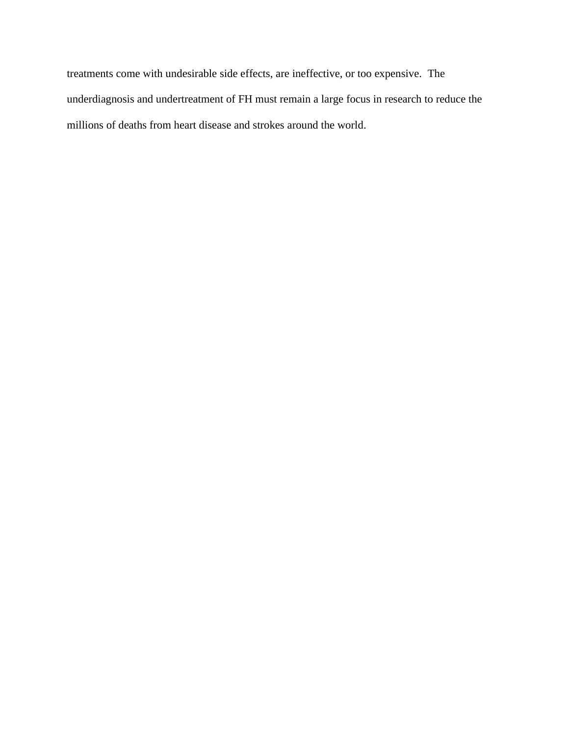treatments come with undesirable side effects, are ineffective, or too expensive.  The underdiagnosis and undertreatment of FH must remain a large focus in research to reduce the millions of deaths from heart disease and strokes around the world.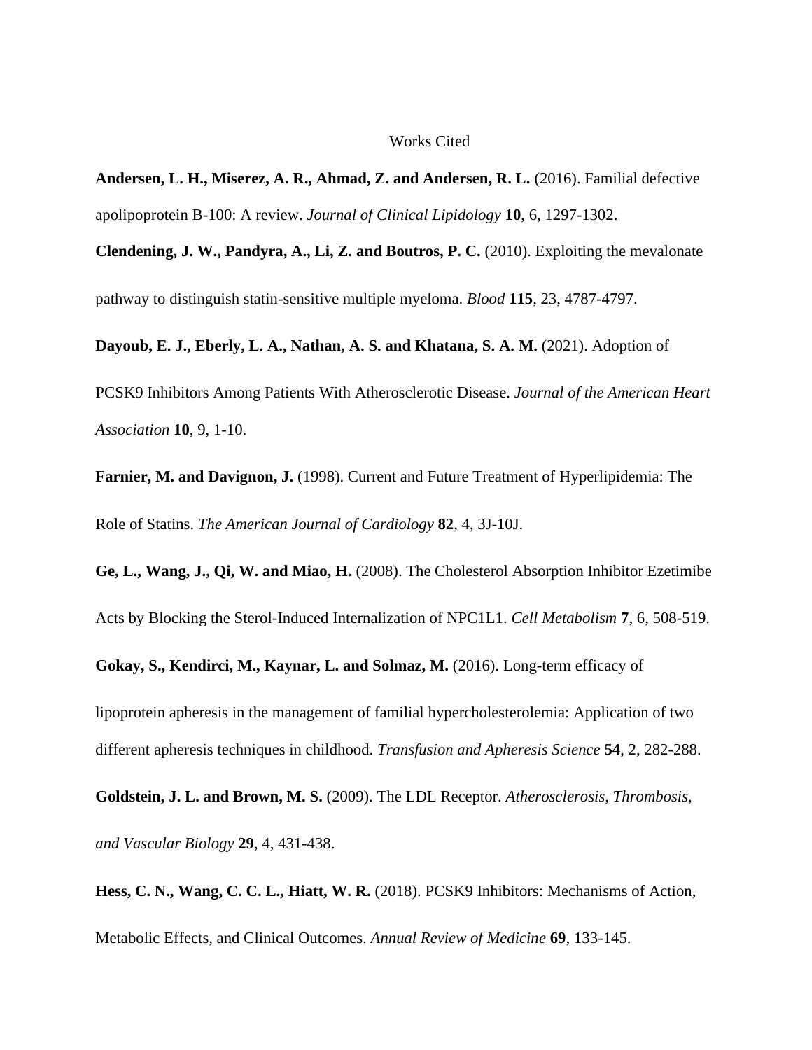# Works Cited

**Andersen, L. H., Miserez, A. R., Ahmad, Z. and Andersen, R. L.** (2016). Familial defective apolipoprotein B-100: A review. *Journal of Clinical Lipidology* **10**, 6, 1297-1302.

**Clendening, J. W., Pandyra, A., Li, Z. and Boutros, P. C.** (2010). Exploiting the mevalonate pathway to distinguish statin-sensitive multiple myeloma. *Blood* **115**, 23, 4787-4797.

**Dayoub, E. J., Eberly, L. A., Nathan, A. S. and Khatana, S. A. M.** (2021). Adoption of PCSK9 Inhibitors Among Patients With Atherosclerotic Disease. *Journal of the American Heart Association* **10**, 9, 1-10.

**Farnier, M. and Davignon, J.** (1998). Current and Future Treatment of Hyperlipidemia: The Role of Statins. *The American Journal of Cardiology* **82**, 4, 3J-10J.

**Ge, L., Wang, J., Qi, W. and Miao, H.** (2008). The Cholesterol Absorption Inhibitor Ezetimibe Acts by Blocking the Sterol-Induced Internalization of NPC1L1. *Cell Metabolism* **7**, 6, 508-519.

**Gokay, S., Kendirci, M., Kaynar, L. and Solmaz, M.** (2016). Long-term efficacy of lipoprotein apheresis in the management of familial hypercholesterolemia: Application of two different apheresis techniques in childhood. *Transfusion and Apheresis Science* **54**, 2, 282-288.

**Goldstein, J. L. and Brown, M. S.** (2009). The LDL Receptor. *Atherosclerosis, Thrombosis, and Vascular Biology* **29**, 4, 431-438.

**Hess, C. N., Wang, C. C. L., Hiatt, W. R.** (2018). PCSK9 Inhibitors: Mechanisms of Action, Metabolic Effects, and Clinical Outcomes. *Annual Review of Medicine* **69**, 133-145.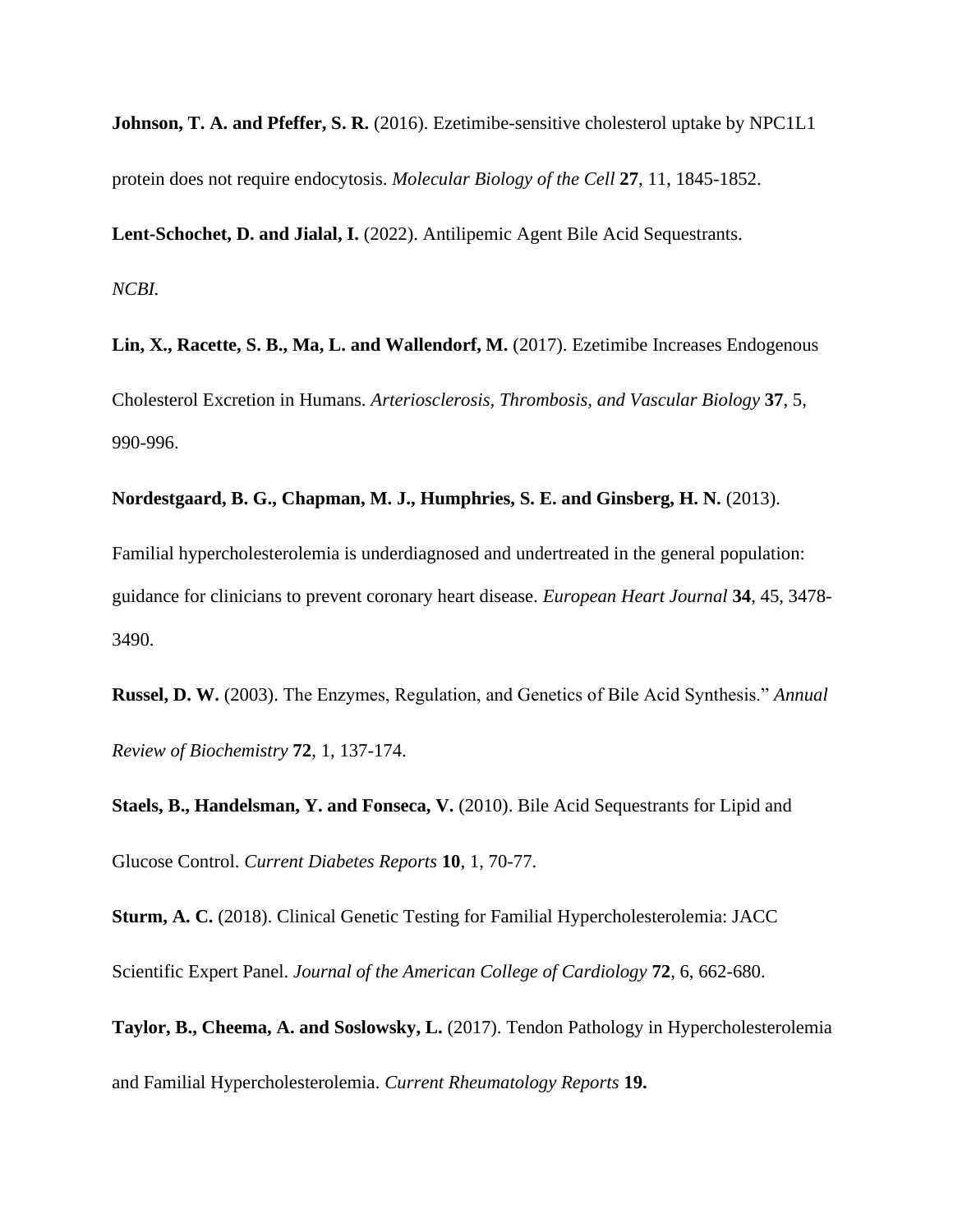**Johnson, T. A. and Pfeffer, S. R.** (2016). Ezetimibe-sensitive cholesterol uptake by NPC1L1 protein does not require endocytosis. *Molecular Biology of the Cell* **27**, 11, 1845-1852.

**Lent-Schochet, D. and Jialal, I.** (2022). Antilipemic Agent Bile Acid Sequestrants. *NCBI.*

**Lin, X., Racette, S. B., Ma, L. and Wallendorf, M.** (2017). Ezetimibe Increases Endogenous Cholesterol Excretion in Humans. *Arteriosclerosis, Thrombosis, and Vascular Biology* **37**, 5, 990-996.

**Nordestgaard, B. G., Chapman, M. J., Humphries, S. E. and Ginsberg, H. N.** (2013). Familial hypercholesterolemia is underdiagnosed and undertreated in the general population: guidance for clinicians to prevent coronary heart disease. *European Heart Journal* **34**, 45, 3478-3490.

**Russel, D. W.** (2003). The Enzymes, Regulation, and Genetics of Bile Acid Synthesis." *Annual Review of Biochemistry* **72**, 1, 137-174.

**Staels, B., Handelsman, Y. and Fonseca, V.** (2010). Bile Acid Sequestrants for Lipid and Glucose Control. *Current Diabetes Reports* **10**, 1, 70-77.

**Sturm, A. C.** (2018). Clinical Genetic Testing for Familial Hypercholesterolemia: JACC Scientific Expert Panel. *Journal of the American College of Cardiology* **72**, 6, 662-680.

**Taylor, B., Cheema, A. and Soslowsky, L.** (2017). Tendon Pathology in Hypercholesterolemia and Familial Hypercholesterolemia. *Current Rheumatology Reports* **19.**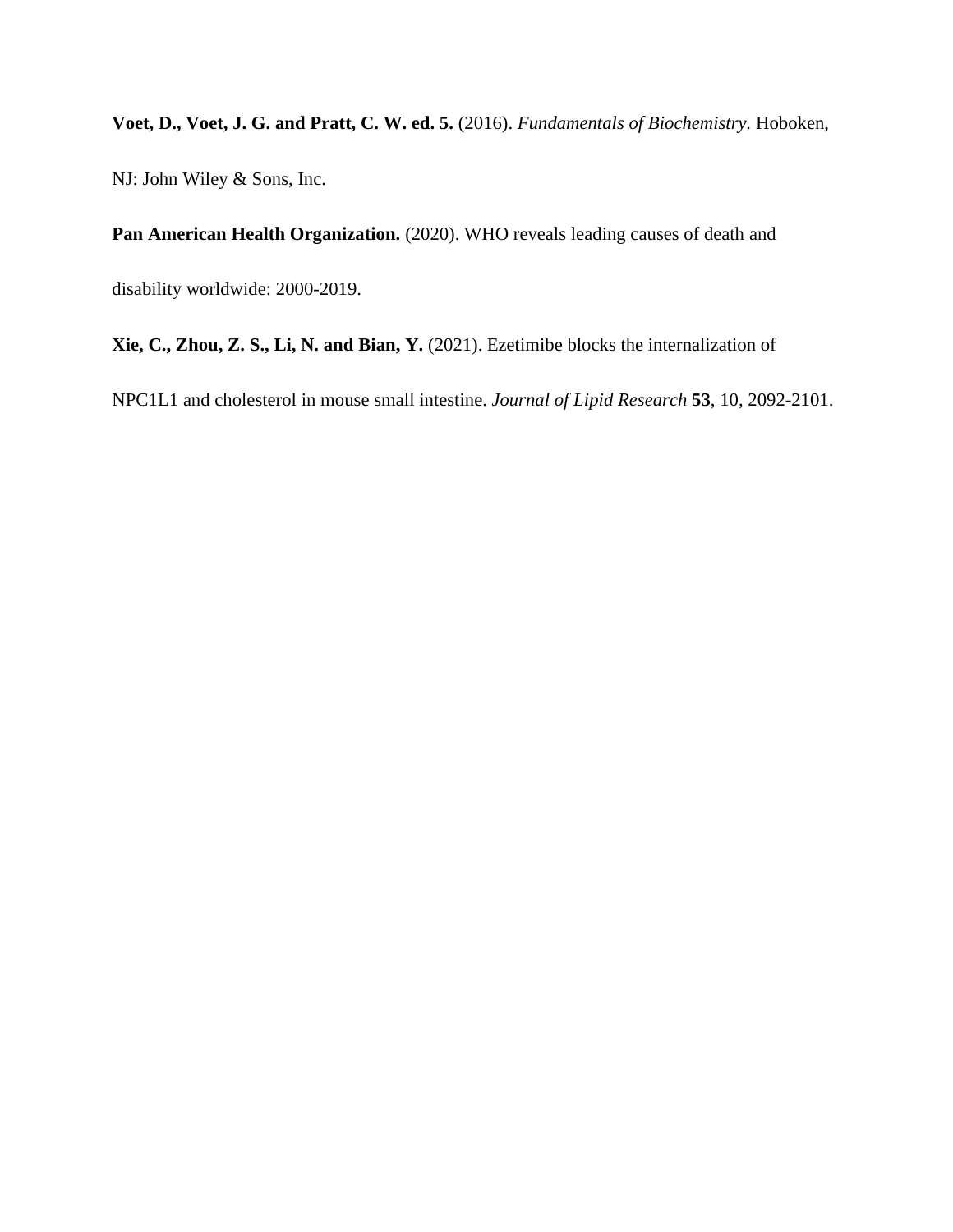**Voet, D., Voet, J. G. and Pratt, C. W. ed. 5.** (2016). *Fundamentals of Biochemistry.* Hoboken, NJ: John Wiley & Sons, Inc.

**Pan American Health Organization.** (2020). WHO reveals leading causes of death and disability worldwide: 2000-2019.

**Xie, C., Zhou, Z. S., Li, N. and Bian, Y.** (2021). Ezetimibe blocks the internalization of NPC1L1 and cholesterol in mouse small intestine. *Journal of Lipid Research* **53**, 10, 2092-2101.